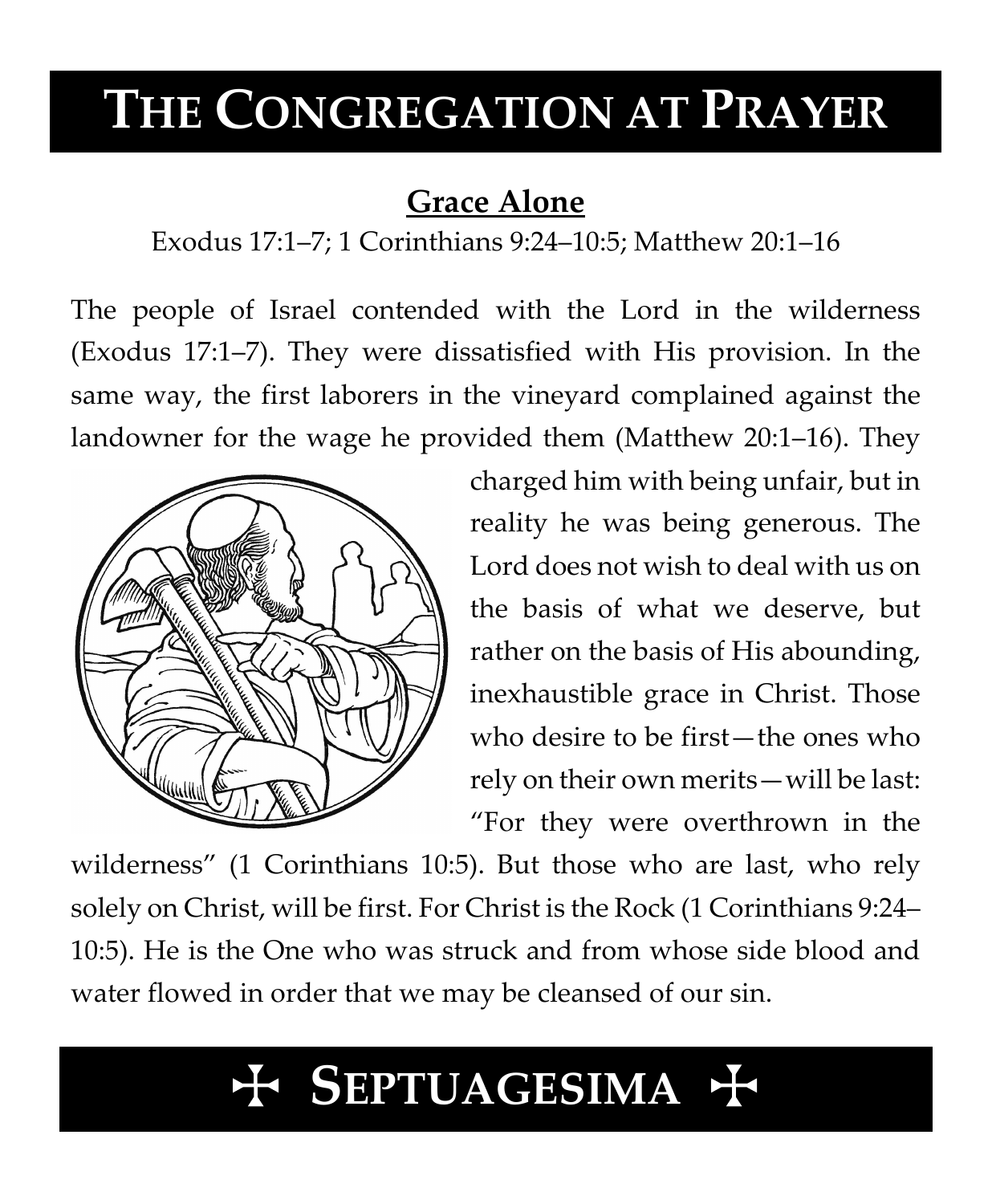# THE CONGREGATION AT PRAYER

## Grace Alone

Exodus 17:1–7; 1 Corinthians 9:24–10:5; Matthew 20:1–16

The people of Israel contended with the Lord in the wilderness (Exodus 17:1–7). They were dissatisfied with His provision. In the same way, the first laborers in the vineyard complained against the landowner for the wage he provided them (Matthew 20:1–16). They charged him with being unfair, but in reality he was being generous. The Lord does not wish to deal with us on the basis of what we deserve, but rather on the basis of His abounding, inexhaustible grace in Christ. Those who desire to be first—the ones who rely on their own merits—will be last: "For they were overthrown in the wilderness" (1 Corinthians 10:5). But those who are last, who rely solely on Christ, will be first. For Christ is the Rock (1 Corinthians 9:24–10:5). He is the One who was struck and from whose side blood and water flowed in order that we may be cleansed of our sin.

## ☩ SEPTUAGESIMA ☩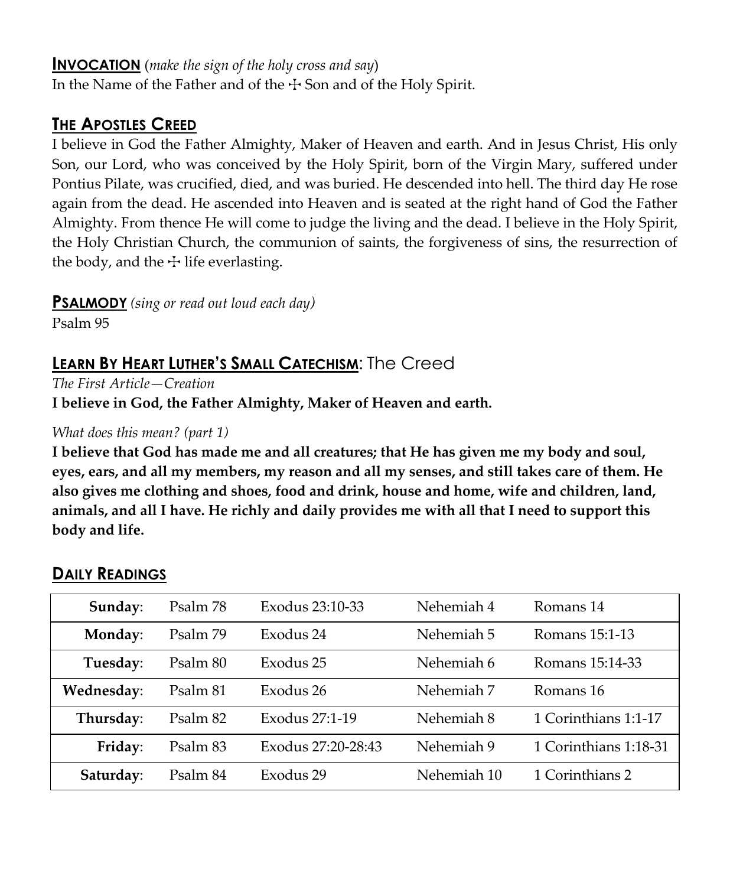## INVOCATION (*make the sign of the holy cross and say*)

In the Name of the Father and of the ☩ Son and of the Holy Spirit.

## THE APOSTLES CREED

I believe in God the Father Almighty, Maker of Heaven and earth. And in Jesus Christ, His only Son, our Lord, who was conceived by the Holy Spirit, born of the Virgin Mary, suffered under Pontius Pilate, was crucified, died, and was buried. He descended into hell. The third day He rose again from the dead. He ascended into Heaven and is seated at the right hand of God the Father Almighty. From thence He will come to judge the living and the dead. I believe in the Holy Spirit, the Holy Christian Church, the communion of saints, the forgiveness of sins, the resurrection of the body, and the ☩ life everlasting.

## PSALMODY *(sing or read out loud each day)*

Psalm 95

## LEARN BY HEART LUTHER'S SMALL CATECHISM: The Creed

*The First Article—Creation*

**I believe in God, the Father Almighty, Maker of Heaven and earth.**

*What does this mean? (part 1)*

**I believe that God has made me and all creatures; that He has given me my body and soul, eyes, ears, and all my members, my reason and all my senses, and still takes care of them. He also gives me clothing and shoes, food and drink, house and home, wife and children, land, animals, and all I have. He richly and daily provides me with all that I need to support this body and life.**

## DAILY READINGS

| | | | | |
|---|---|---|---|---|
| **Sunday**: | Psalm 78 | Exodus 23:10-33 | Nehemiah 4 | Romans 14 |
| **Monday**: | Psalm 79 | Exodus 24 | Nehemiah 5 | Romans 15:1-13 |
| **Tuesday**: | Psalm 80 | Exodus 25 | Nehemiah 6 | Romans 15:14-33 |
| **Wednesday**: | Psalm 81 | Exodus 26 | Nehemiah 7 | Romans 16 |
| **Thursday**: | Psalm 82 | Exodus 27:1-19 | Nehemiah 8 | 1 Corinthians 1:1-17 |
| **Friday**: | Psalm 83 | Exodus 27:20-28:43 | Nehemiah 9 | 1 Corinthians 1:18-31 |
| **Saturday**: | Psalm 84 | Exodus 29 | Nehemiah 10 | 1 Corinthians 2 |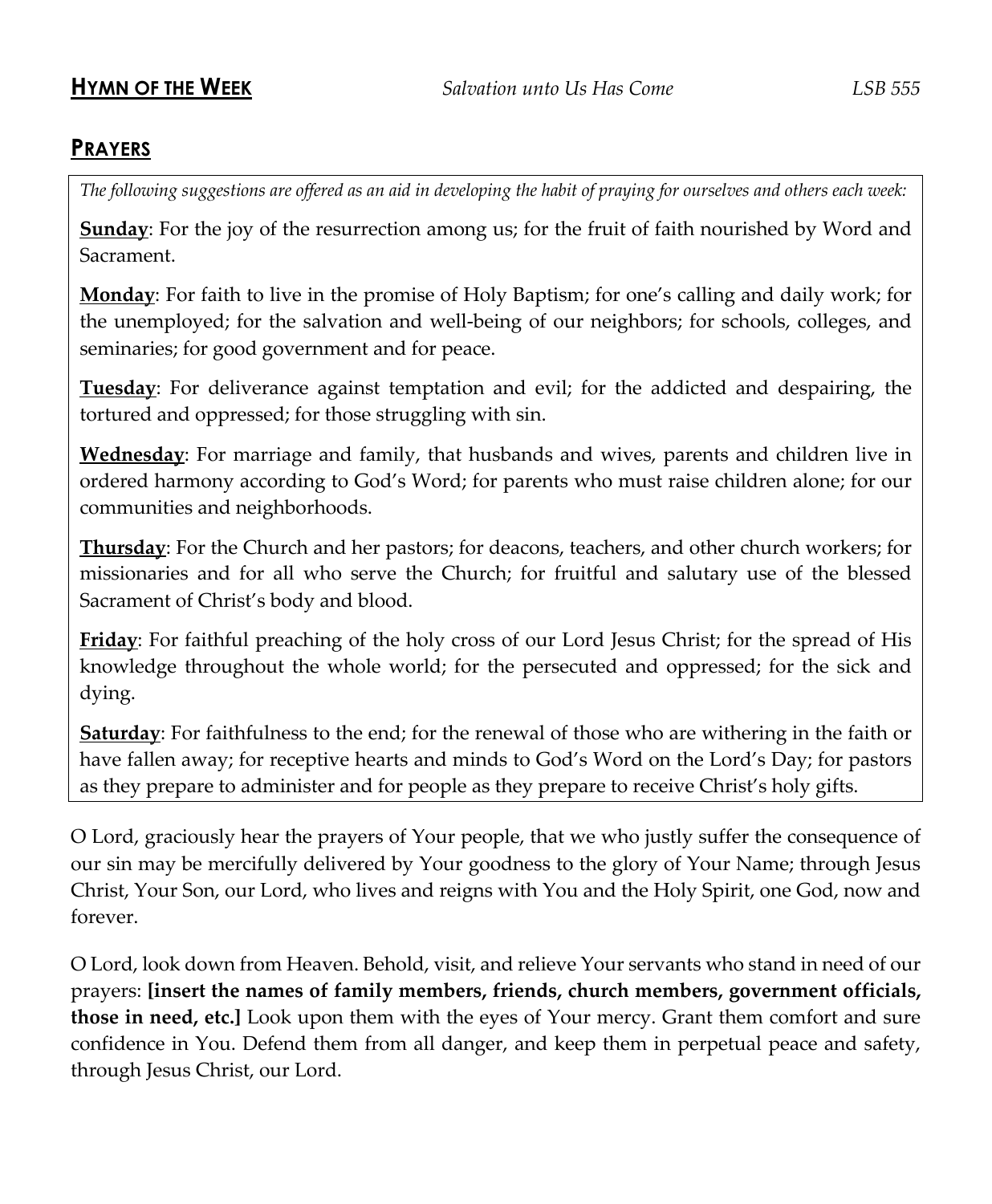## HYMN OF THE WEEK *Salvation unto Us Has Come* *LSB 555*

## PRAYERS

*The following suggestions are offered as an aid in developing the habit of praying for ourselves and others each week:*

**Sunday**: For the joy of the resurrection among us; for the fruit of faith nourished by Word and Sacrament.

**Monday**: For faith to live in the promise of Holy Baptism; for one's calling and daily work; for the unemployed; for the salvation and well-being of our neighbors; for schools, colleges, and seminaries; for good government and for peace.

**Tuesday**: For deliverance against temptation and evil; for the addicted and despairing, the tortured and oppressed; for those struggling with sin.

**Wednesday**: For marriage and family, that husbands and wives, parents and children live in ordered harmony according to God's Word; for parents who must raise children alone; for our communities and neighborhoods.

**Thursday**: For the Church and her pastors; for deacons, teachers, and other church workers; for missionaries and for all who serve the Church; for fruitful and salutary use of the blessed Sacrament of Christ's body and blood.

**Friday**: For faithful preaching of the holy cross of our Lord Jesus Christ; for the spread of His knowledge throughout the whole world; for the persecuted and oppressed; for the sick and dying.

**Saturday**: For faithfulness to the end; for the renewal of those who are withering in the faith or have fallen away; for receptive hearts and minds to God's Word on the Lord's Day; for pastors as they prepare to administer and for people as they prepare to receive Christ's holy gifts.

O Lord, graciously hear the prayers of Your people, that we who justly suffer the consequence of our sin may be mercifully delivered by Your goodness to the glory of Your Name; through Jesus Christ, Your Son, our Lord, who lives and reigns with You and the Holy Spirit, one God, now and forever.

O Lord, look down from Heaven. Behold, visit, and relieve Your servants who stand in need of our prayers: **[insert the names of family members, friends, church members, government officials, those in need, etc.]** Look upon them with the eyes of Your mercy. Grant them comfort and sure confidence in You. Defend them from all danger, and keep them in perpetual peace and safety, through Jesus Christ, our Lord.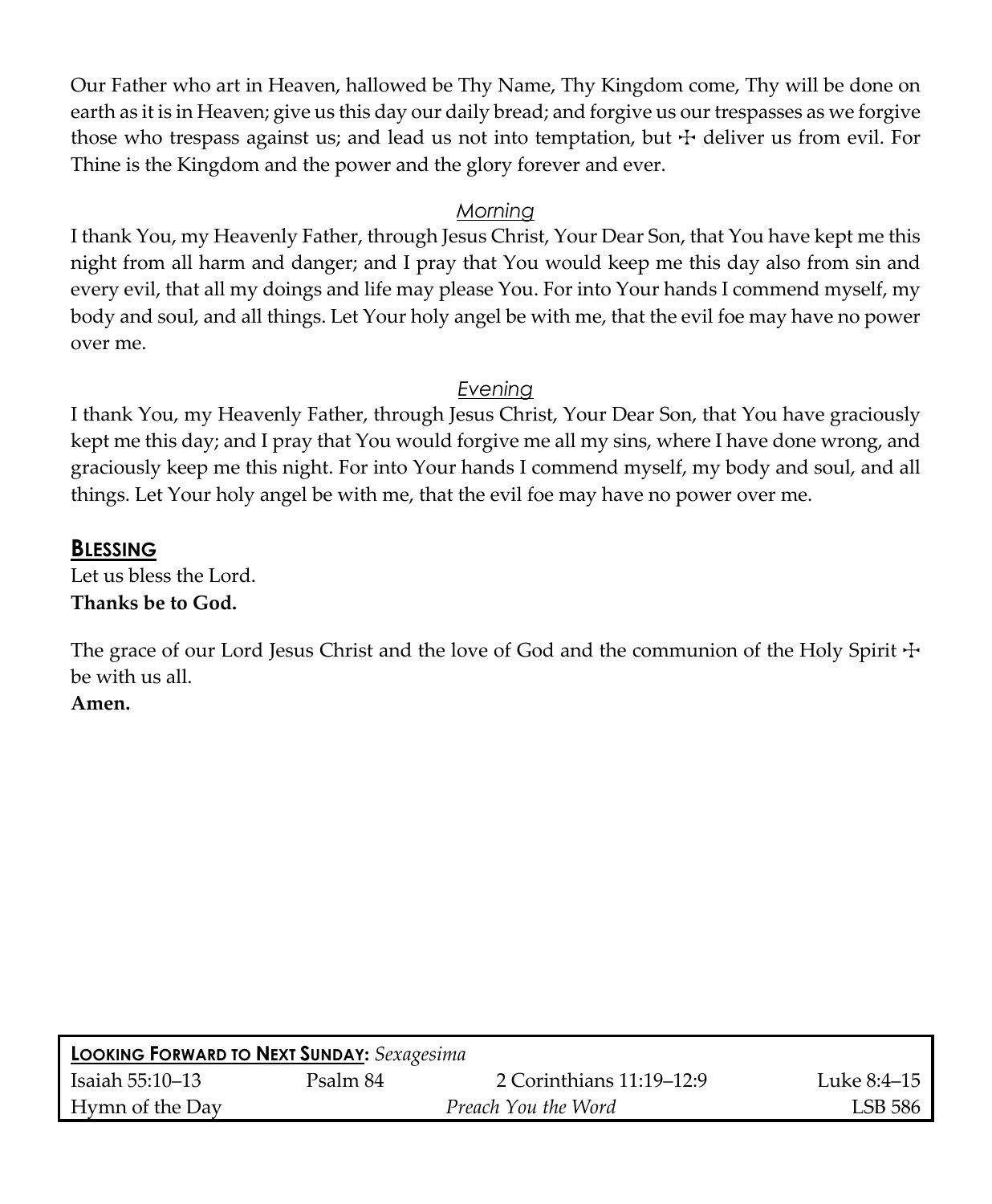Our Father who art in Heaven, hallowed be Thy Name, Thy Kingdom come, Thy will be done on earth as it is in Heaven; give us this day our daily bread; and forgive us our trespasses as we forgive those who trespass against us; and lead us not into temptation, but ☩ deliver us from evil. For Thine is the Kingdom and the power and the glory forever and ever.

*Morning*

I thank You, my Heavenly Father, through Jesus Christ, Your Dear Son, that You have kept me this night from all harm and danger; and I pray that You would keep me this day also from sin and every evil, that all my doings and life may please You. For into Your hands I commend myself, my body and soul, and all things. Let Your holy angel be with me, that the evil foe may have no power over me.

*Evening*

I thank You, my Heavenly Father, through Jesus Christ, Your Dear Son, that You have graciously kept me this day; and I pray that You would forgive me all my sins, where I have done wrong, and graciously keep me this night. For into Your hands I commend myself, my body and soul, and all things. Let Your holy angel be with me, that the evil foe may have no power over me.

## Blessing

Let us bless the Lord.
**Thanks be to God.**

The grace of our Lord Jesus Christ and the love of God and the communion of the Holy Spirit ☩ be with us all.
**Amen.**

| **Looking Forward to Next Sunday:** *Sexagesima* | | | |
|---|---|---|---|
| Isaiah 55:10–13 | Psalm 84 | 2 Corinthians 11:19–12:9 | Luke 8:4–15 |
| Hymn of the Day | | *Preach You the Word* | LSB 586 |